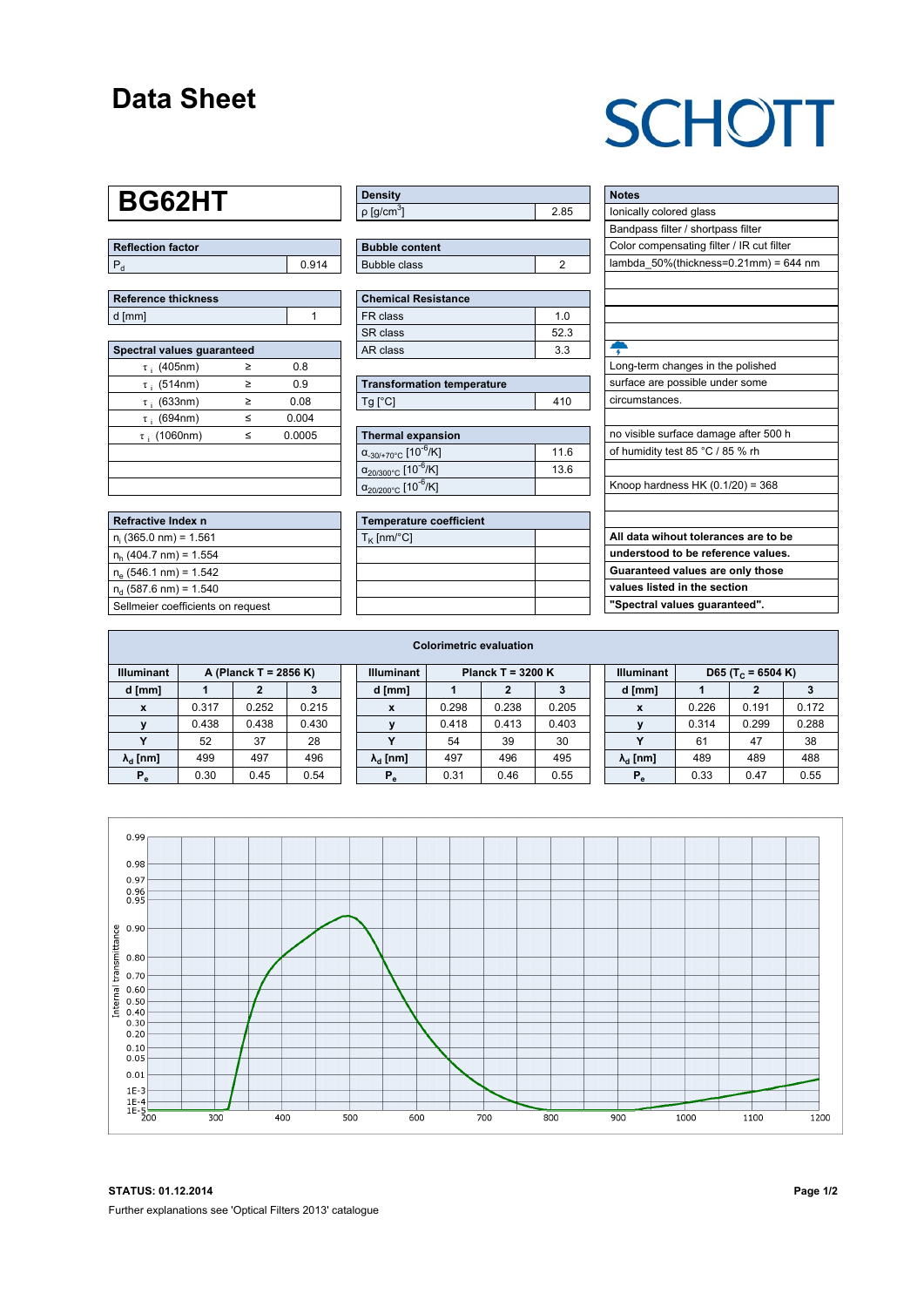# Data Sheet

SCHOTT

## BG62HT

| Reflection factor | |
|---|---|
| $P_d$ | 0.914 |

| Reference thickness | |
|---|---|
| d [mm] | 1 |

| Spectral values guaranteed | | |
|---|---|---|
| $\tau_i$ (405nm) | ≥ | 0.8 |
| $\tau_i$ (514nm) | ≥ | 0.9 |
| $\tau_i$ (633nm) | ≥ | 0.08 |
| $\tau_i$ (694nm) | ≤ | 0.004 |
| $\tau_i$ (1060nm) | ≤ | 0.0005 |

| Refractive Index n |
|---|
| $n_i$ (365.0 nm) = 1.561 |
| $n_h$ (404.7 nm) = 1.554 |
| $n_e$ (546.1 nm) = 1.542 |
| $n_d$ (587.6 nm) = 1.540 |
| Sellmeier coefficients on request |

| Density | |
|---|---|
| ρ [g/cm$^3$] | 2.85 |

| Bubble content | |
|---|---|
| Bubble class | 2 |

| Chemical Resistance | |
|---|---|
| FR class | 1.0 |
| SR class | 52.3 |
| AR class | 3.3 |

| Transformation temperature | |
|---|---|
| Tg [°C] | 410 |

| Thermal expansion | |
|---|---|
| $\alpha_{-30/+70°C}$ [$10^{-6}$/K] | 11.6 |
| $\alpha_{20/300°C}$ [$10^{-6}$/K] | 13.6 |
| $\alpha_{20/200°C}$ [$10^{-6}$/K] | |

| Temperature coefficient | |
|---|---|
| $T_K$ [nm/°C] | |

| Notes |
|---|
| Ionically colored glass |
| Bandpass filter / shortpass filter |
| Color compensating filter / IR cut filter |
| lambda_50%(thickness=0.21mm) = 644 nm |
| Long-term changes in the polished surface are possible under some circumstances. |
| no visible surface damage after 500 h of humidity test 85 °C / 85 % rh |
| Knoop hardness HK (0.1/20) = 368 |

**All data wihout tolerances are to be understood to be reference values. Guaranteed values are only those values listed in the section "Spectral values guaranteed".**

### Colorimetric evaluation

| Illuminant | A (Planck T = 2856 K) | | |
|---|---|---|---|
| d [mm] | 1 | 2 | 3 |
| x | 0.317 | 0.252 | 0.215 |
| y | 0.438 | 0.438 | 0.430 |
| Y | 52 | 37 | 28 |
| $\lambda_d$ [nm] | 499 | 497 | 496 |
| $P_e$ | 0.30 | 0.45 | 0.54 |

| Illuminant | Planck T = 3200 K | | |
|---|---|---|---|
| d [mm] | 1 | 2 | 3 |
| x | 0.298 | 0.238 | 0.205 |
| y | 0.418 | 0.413 | 0.403 |
| Y | 54 | 39 | 30 |
| $\lambda_d$ [nm] | 497 | 496 | 495 |
| $P_e$ | 0.31 | 0.46 | 0.55 |

| Illuminant | D65 ($T_C$ = 6504 K) | | |
|---|---|---|---|
| d [mm] | 1 | 2 | 3 |
| x | 0.226 | 0.191 | 0.172 |
| y | 0.314 | 0.299 | 0.288 |
| Y | 61 | 47 | 38 |
| $\lambda_d$ [nm] | 489 | 489 | 488 |
| $P_e$ | 0.33 | 0.47 | 0.55 |

**STATUS: 01.12.2014**

Further explanations see 'Optical Filters 2013' catalogue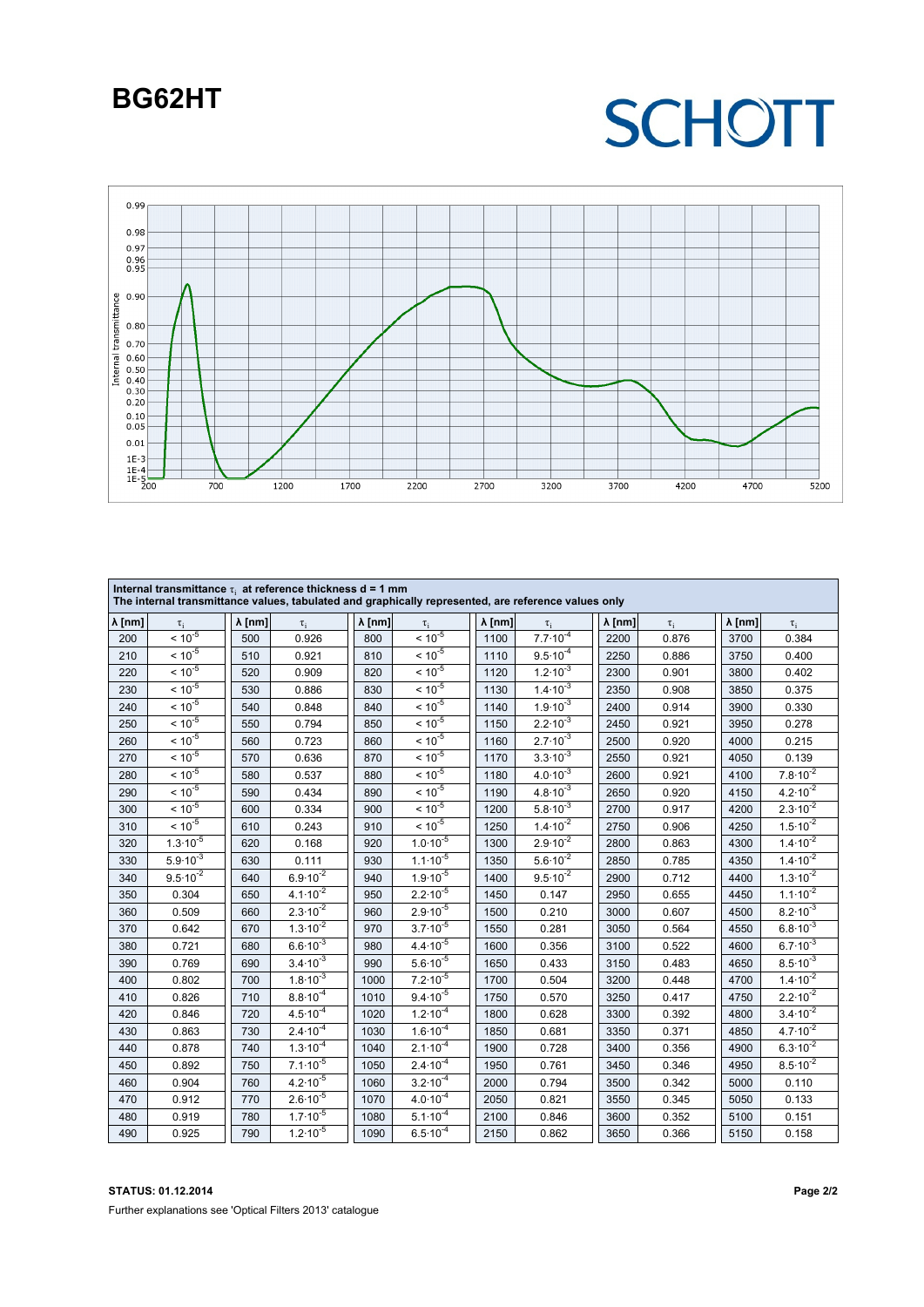# BG62HT

SCHOTT

0.99
0.98
0.97
0.96
0.95
0.90
0.80
0.70
0.60
0.50
0.40
0.30
0.20
0.10
0.05
0.01
1E-3
1E-4
1E-5
Internal transmittance
200
700
1200
1700
2200
2700
3200
3700
4200
4700
5200

**Internal transmittance $\tau_i$ at reference thickness d = 1 mm**
**The internal transmittance values, tabulated and graphically represented, are reference values only**

| λ [nm] | $\tau_i$ | λ [nm] | $\tau_i$ | λ [nm] | $\tau_i$ | λ [nm] | $\tau_i$ | λ [nm] | $\tau_i$ | λ [nm] | $\tau_i$ |
|---|---|---|---|---|---|---|---|---|---|---|---|
| 200 | $< 10^{-5}$ | 500 | 0.926 | 800 | $< 10^{-5}$ | 1100 | $7.7 \cdot 10^{-4}$ | 2200 | 0.876 | 3700 | 0.384 |
| 210 | $< 10^{-5}$ | 510 | 0.921 | 810 | $< 10^{-5}$ | 1110 | $9.5 \cdot 10^{-4}$ | 2250 | 0.886 | 3750 | 0.400 |
| 220 | $< 10^{-5}$ | 520 | 0.909 | 820 | $< 10^{-5}$ | 1120 | $1.2 \cdot 10^{-3}$ | 2300 | 0.901 | 3800 | 0.402 |
| 230 | $< 10^{-5}$ | 530 | 0.886 | 830 | $< 10^{-5}$ | 1130 | $1.4 \cdot 10^{-3}$ | 2350 | 0.908 | 3850 | 0.375 |
| 240 | $< 10^{-5}$ | 540 | 0.848 | 840 | $< 10^{-5}$ | 1140 | $1.9 \cdot 10^{-3}$ | 2400 | 0.914 | 3900 | 0.330 |
| 250 | $< 10^{-5}$ | 550 | 0.794 | 850 | $< 10^{-5}$ | 1150 | $2.2 \cdot 10^{-3}$ | 2450 | 0.921 | 3950 | 0.278 |
| 260 | $< 10^{-5}$ | 560 | 0.723 | 860 | $< 10^{-5}$ | 1160 | $2.7 \cdot 10^{-3}$ | 2500 | 0.920 | 4000 | 0.215 |
| 270 | $< 10^{-5}$ | 570 | 0.636 | 870 | $< 10^{-5}$ | 1170 | $3.3 \cdot 10^{-3}$ | 2550 | 0.921 | 4050 | 0.139 |
| 280 | $< 10^{-5}$ | 580 | 0.537 | 880 | $< 10^{-5}$ | 1180 | $4.0 \cdot 10^{-3}$ | 2600 | 0.921 | 4100 | $7.8 \cdot 10^{-2}$ |
| 290 | $< 10^{-5}$ | 590 | 0.434 | 890 | $< 10^{-5}$ | 1190 | $4.8 \cdot 10^{-3}$ | 2650 | 0.920 | 4150 | $4.2 \cdot 10^{-2}$ |
| 300 | $< 10^{-5}$ | 600 | 0.334 | 900 | $< 10^{-5}$ | 1200 | $5.8 \cdot 10^{-3}$ | 2700 | 0.917 | 4200 | $2.3 \cdot 10^{-2}$ |
| 310 | $< 10^{-5}$ | 610 | 0.243 | 910 | $< 10^{-5}$ | 1250 | $1.4 \cdot 10^{-2}$ | 2750 | 0.906 | 4250 | $1.5 \cdot 10^{-2}$ |
| 320 | $1.3 \cdot 10^{-5}$ | 620 | 0.168 | 920 | $1.0 \cdot 10^{-5}$ | 1300 | $2.9 \cdot 10^{-2}$ | 2800 | 0.863 | 4300 | $1.4 \cdot 10^{-2}$ |
| 330 | $5.9 \cdot 10^{-3}$ | 630 | 0.111 | 930 | $1.1 \cdot 10^{-5}$ | 1350 | $5.6 \cdot 10^{-2}$ | 2850 | 0.785 | 4350 | $1.4 \cdot 10^{-2}$ |
| 340 | $9.5 \cdot 10^{-2}$ | 640 | $6.9 \cdot 10^{-2}$ | 940 | $1.9 \cdot 10^{-5}$ | 1400 | $9.5 \cdot 10^{-2}$ | 2900 | 0.712 | 4400 | $1.3 \cdot 10^{-2}$ |
| 350 | 0.304 | 650 | $4.1 \cdot 10^{-2}$ | 950 | $2.2 \cdot 10^{-5}$ | 1450 | 0.147 | 2950 | 0.655 | 4450 | $1.1 \cdot 10^{-2}$ |
| 360 | 0.509 | 660 | $2.3 \cdot 10^{-2}$ | 960 | $2.9 \cdot 10^{-5}$ | 1500 | 0.210 | 3000 | 0.607 | 4500 | $8.2 \cdot 10^{-3}$ |
| 370 | 0.642 | 670 | $1.3 \cdot 10^{-2}$ | 970 | $3.7 \cdot 10^{-5}$ | 1550 | 0.281 | 3050 | 0.564 | 4550 | $6.8 \cdot 10^{-3}$ |
| 380 | 0.721 | 680 | $6.6 \cdot 10^{-3}$ | 980 | $4.4 \cdot 10^{-5}$ | 1600 | 0.356 | 3100 | 0.522 | 4600 | $6.7 \cdot 10^{-3}$ |
| 390 | 0.769 | 690 | $3.4 \cdot 10^{-3}$ | 990 | $5.6 \cdot 10^{-5}$ | 1650 | 0.433 | 3150 | 0.483 | 4650 | $8.5 \cdot 10^{-3}$ |
| 400 | 0.802 | 700 | $1.8 \cdot 10^{-3}$ | 1000 | $7.2 \cdot 10^{-5}$ | 1700 | 0.504 | 3200 | 0.448 | 4700 | $1.4 \cdot 10^{-2}$ |
| 410 | 0.826 | 710 | $8.8 \cdot 10^{-4}$ | 1010 | $9.4 \cdot 10^{-5}$ | 1750 | 0.570 | 3250 | 0.417 | 4750 | $2.2 \cdot 10^{-2}$ |
| 420 | 0.846 | 720 | $4.5 \cdot 10^{-4}$ | 1020 | $1.2 \cdot 10^{-4}$ | 1800 | 0.628 | 3300 | 0.392 | 4800 | $3.4 \cdot 10^{-2}$ |
| 430 | 0.863 | 730 | $2.4 \cdot 10^{-4}$ | 1030 | $1.6 \cdot 10^{-4}$ | 1850 | 0.681 | 3350 | 0.371 | 4850 | $4.7 \cdot 10^{-2}$ |
| 440 | 0.878 | 740 | $1.3 \cdot 10^{-4}$ | 1040 | $2.1 \cdot 10^{-4}$ | 1900 | 0.728 | 3400 | 0.356 | 4900 | $6.3 \cdot 10^{-2}$ |
| 450 | 0.892 | 750 | $7.1 \cdot 10^{-5}$ | 1050 | $2.4 \cdot 10^{-4}$ | 1950 | 0.761 | 3450 | 0.346 | 4950 | $8.5 \cdot 10^{-2}$ |
| 460 | 0.904 | 760 | $4.2 \cdot 10^{-5}$ | 1060 | $3.2 \cdot 10^{-4}$ | 2000 | 0.794 | 3500 | 0.342 | 5000 | 0.110 |
| 470 | 0.912 | 770 | $2.6 \cdot 10^{-5}$ | 1070 | $4.0 \cdot 10^{-4}$ | 2050 | 0.821 | 3550 | 0.345 | 5050 | 0.133 |
| 480 | 0.919 | 780 | $1.7 \cdot 10^{-5}$ | 1080 | $5.1 \cdot 10^{-4}$ | 2100 | 0.846 | 3600 | 0.352 | 5100 | 0.151 |
| 490 | 0.925 | 790 | $1.2 \cdot 10^{-5}$ | 1090 | $6.5 \cdot 10^{-4}$ | 2150 | 0.862 | 3650 | 0.366 | 5150 | 0.158 |

**STATUS: 01.12.2014**

Further explanations see 'Optical Filters 2013' catalogue